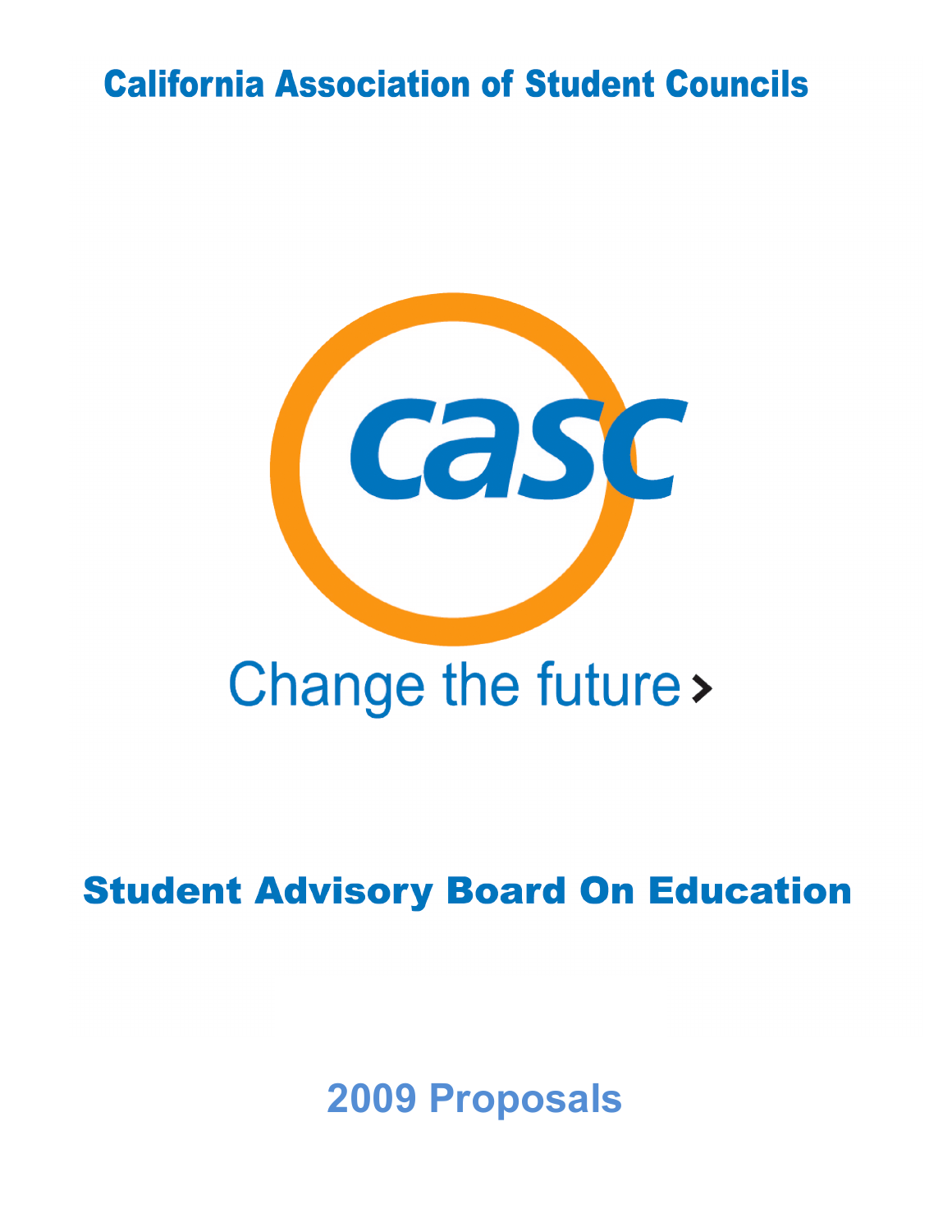# California Association of Student Councils

casc

Change the future ›

## Student Advisory Board On Education

## 2009 Proposals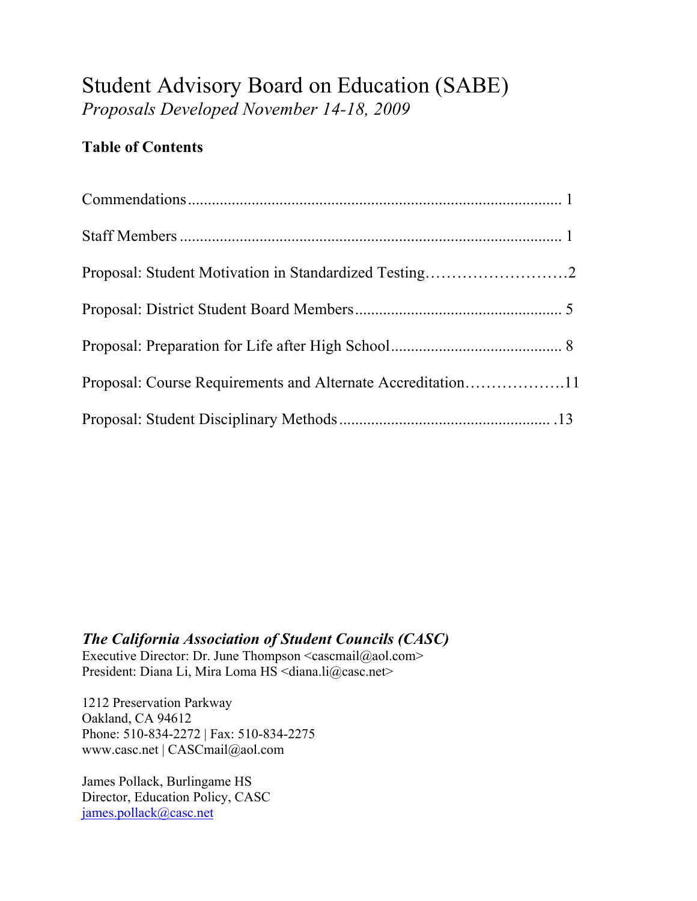# Student Advisory Board on Education (SABE)

*Proposals Developed November 14-18, 2009*

**Table of Contents**

Commendations ........................................................................................ 1

Staff Members .......................................................................................... 1

Proposal: Student Motivation in Standardized Testing……………………….2

Proposal: District Student Board Members .................................................... 5

Proposal: Preparation for Life after High School ........................................... 8

Proposal: Course Requirements and Alternate Accreditation……………….11

Proposal: Student Disciplinary Methods ..................................................... .13

***The California Association of Student Councils (CASC)***
Executive Director: Dr. June Thompson <cascmail@aol.com>
President: Diana Li, Mira Loma HS <diana.li@casc.net>

1212 Preservation Parkway
Oakland, CA 94612
Phone: 510-834-2272 | Fax: 510-834-2275
www.casc.net | CASCmail@aol.com

James Pollack, Burlingame HS
Director, Education Policy, CASC
james.pollack@casc.net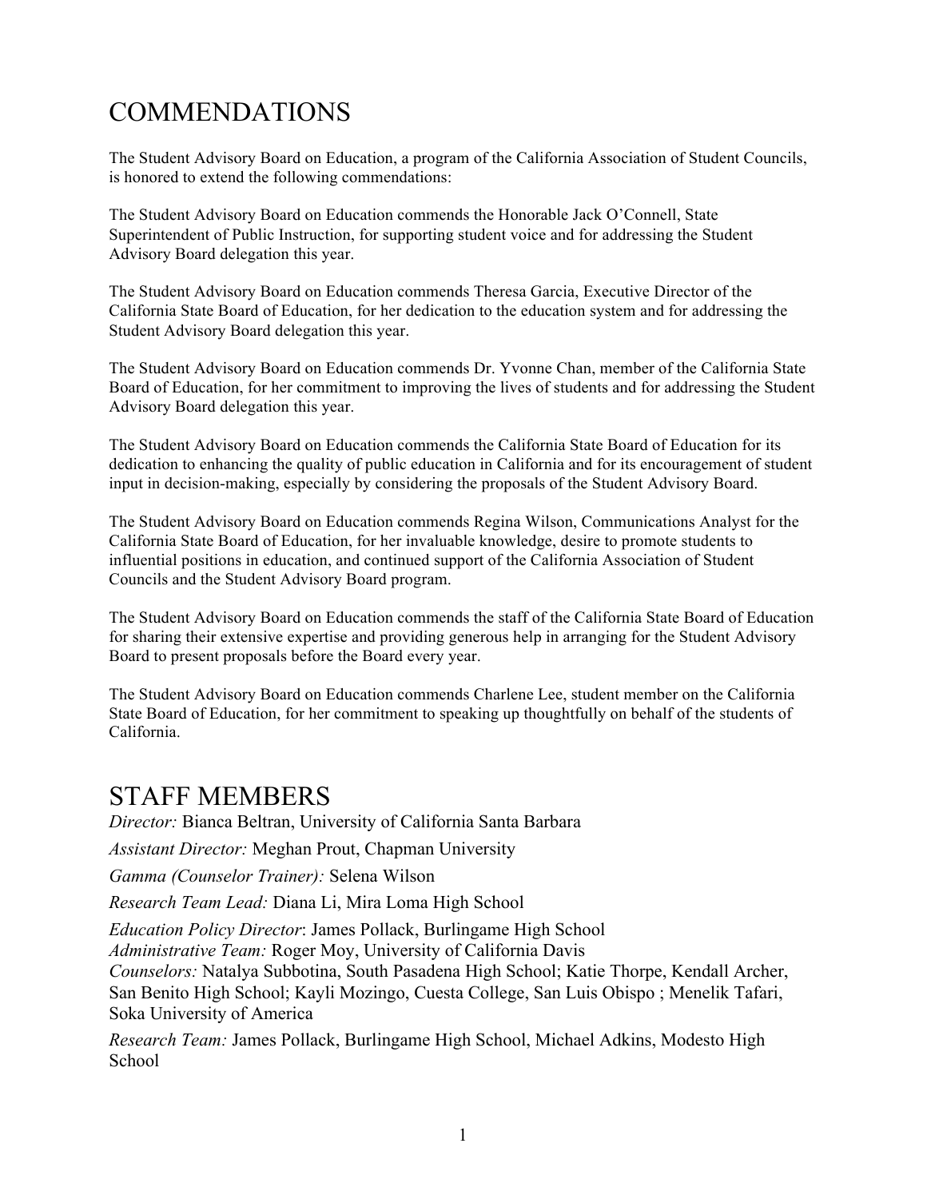# COMMENDATIONS

The Student Advisory Board on Education, a program of the California Association of Student Councils, is honored to extend the following commendations:

The Student Advisory Board on Education commends the Honorable Jack O'Connell, State Superintendent of Public Instruction, for supporting student voice and for addressing the Student Advisory Board delegation this year.

The Student Advisory Board on Education commends Theresa Garcia, Executive Director of the California State Board of Education, for her dedication to the education system and for addressing the Student Advisory Board delegation this year.

The Student Advisory Board on Education commends Dr. Yvonne Chan, member of the California State Board of Education, for her commitment to improving the lives of students and for addressing the Student Advisory Board delegation this year.

The Student Advisory Board on Education commends the California State Board of Education for its dedication to enhancing the quality of public education in California and for its encouragement of student input in decision-making, especially by considering the proposals of the Student Advisory Board.

The Student Advisory Board on Education commends Regina Wilson, Communications Analyst for the California State Board of Education, for her invaluable knowledge, desire to promote students to influential positions in education, and continued support of the California Association of Student Councils and the Student Advisory Board program.

The Student Advisory Board on Education commends the staff of the California State Board of Education for sharing their extensive expertise and providing generous help in arranging for the Student Advisory Board to present proposals before the Board every year.

The Student Advisory Board on Education commends Charlene Lee, student member on the California State Board of Education, for her commitment to speaking up thoughtfully on behalf of the students of California.

# STAFF MEMBERS

*Director:* Bianca Beltran, University of California Santa Barbara

*Assistant Director:* Meghan Prout, Chapman University

*Gamma (Counselor Trainer):* Selena Wilson

*Research Team Lead:* Diana Li, Mira Loma High School

*Education Policy Director*: James Pollack, Burlingame High School
*Administrative Team:* Roger Moy, University of California Davis
*Counselors:* Natalya Subbotina, South Pasadena High School; Katie Thorpe, Kendall Archer, San Benito High School; Kayli Mozingo, Cuesta College, San Luis Obispo ; Menelik Tafari, Soka University of America

*Research Team:* James Pollack, Burlingame High School, Michael Adkins, Modesto High School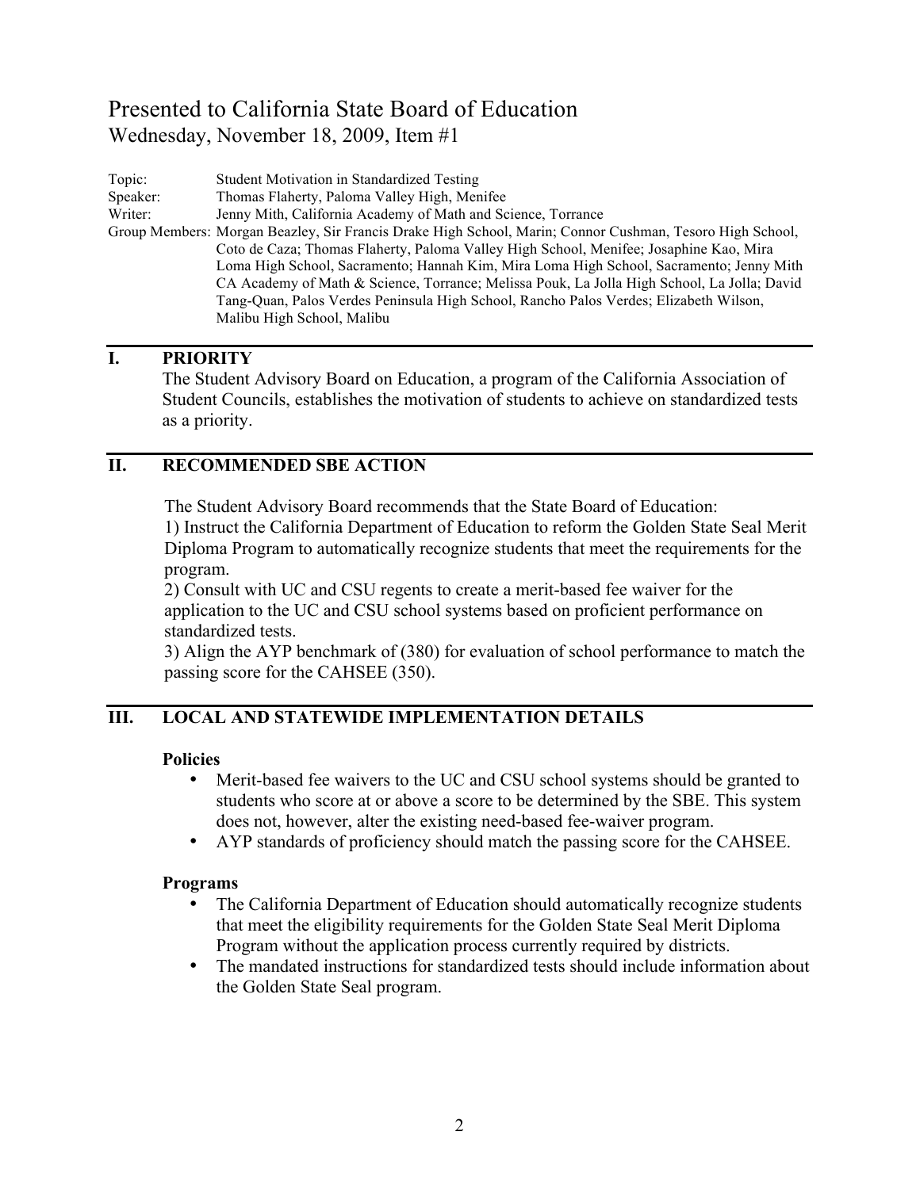# Presented to California State Board of Education

Wednesday, November 18, 2009, Item #1

Topic: Student Motivation in Standardized Testing
Speaker: Thomas Flaherty, Paloma Valley High, Menifee
Writer: Jenny Mith, California Academy of Math and Science, Torrance
Group Members: Morgan Beazley, Sir Francis Drake High School, Marin; Connor Cushman, Tesoro High School, Coto de Caza; Thomas Flaherty, Paloma Valley High School, Menifee; Josaphine Kao, Mira Loma High School, Sacramento; Hannah Kim, Mira Loma High School, Sacramento; Jenny Mith CA Academy of Math & Science, Torrance; Melissa Pouk, La Jolla High School, La Jolla; David Tang-Quan, Palos Verdes Peninsula High School, Rancho Palos Verdes; Elizabeth Wilson, Malibu High School, Malibu

## I. PRIORITY

The Student Advisory Board on Education, a program of the California Association of Student Councils, establishes the motivation of students to achieve on standardized tests as a priority.

## II. RECOMMENDED SBE ACTION

The Student Advisory Board recommends that the State Board of Education:

1) Instruct the California Department of Education to reform the Golden State Seal Merit Diploma Program to automatically recognize students that meet the requirements for the program.

2) Consult with UC and CSU regents to create a merit-based fee waiver for the application to the UC and CSU school systems based on proficient performance on standardized tests.

3) Align the AYP benchmark of (380) for evaluation of school performance to match the passing score for the CAHSEE (350).

## III. LOCAL AND STATEWIDE IMPLEMENTATION DETAILS

**Policies**

- Merit-based fee waivers to the UC and CSU school systems should be granted to students who score at or above a score to be determined by the SBE. This system does not, however, alter the existing need-based fee-waiver program.
- AYP standards of proficiency should match the passing score for the CAHSEE.

**Programs**

- The California Department of Education should automatically recognize students that meet the eligibility requirements for the Golden State Seal Merit Diploma Program without the application process currently required by districts.
- The mandated instructions for standardized tests should include information about the Golden State Seal program.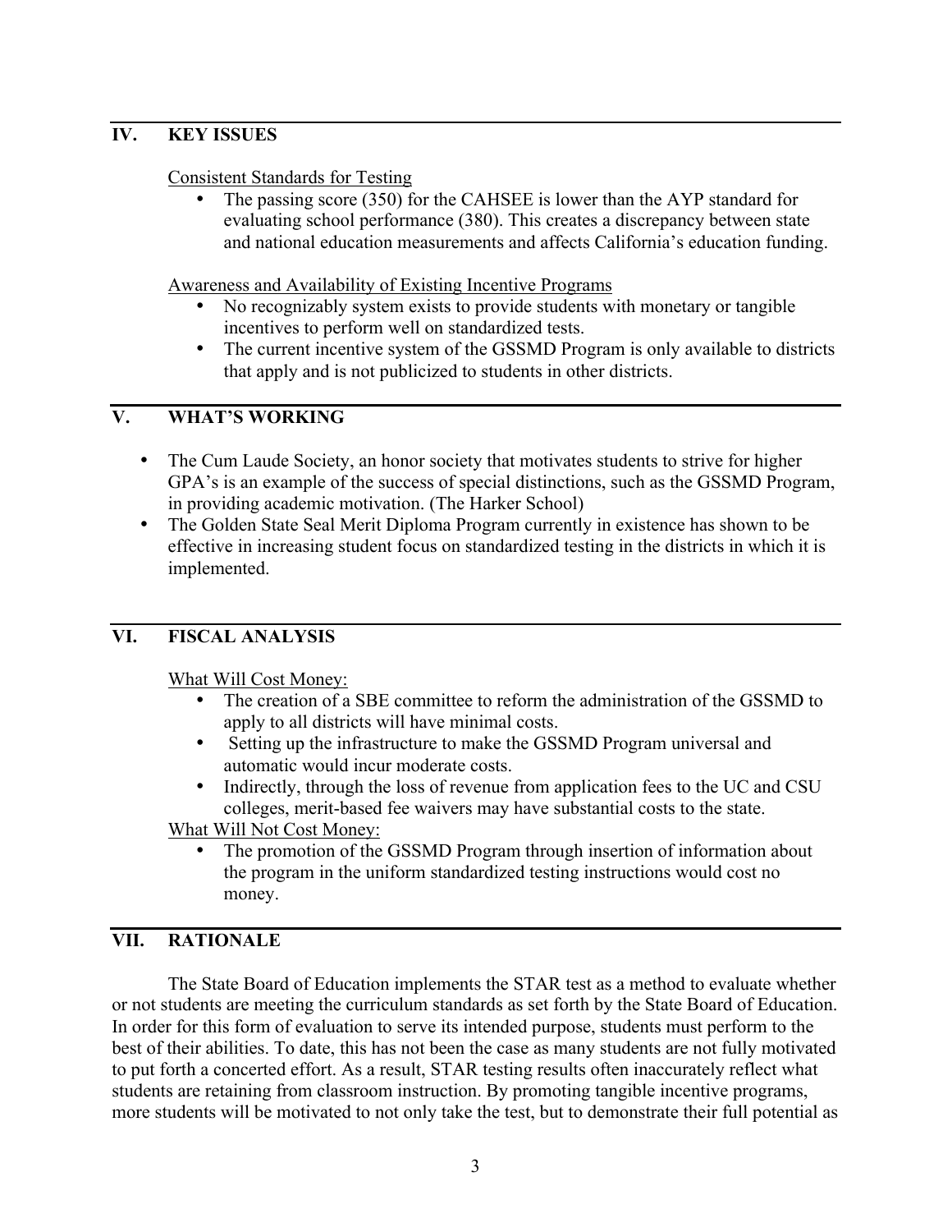## IV. KEY ISSUES

Consistent Standards for Testing

- The passing score (350) for the CAHSEE is lower than the AYP standard for evaluating school performance (380). This creates a discrepancy between state and national education measurements and affects California's education funding.

Awareness and Availability of Existing Incentive Programs

- No recognizably system exists to provide students with monetary or tangible incentives to perform well on standardized tests.
- The current incentive system of the GSSMD Program is only available to districts that apply and is not publicized to students in other districts.

## V. WHAT'S WORKING

- The Cum Laude Society, an honor society that motivates students to strive for higher GPA's is an example of the success of special distinctions, such as the GSSMD Program, in providing academic motivation. (The Harker School)
- The Golden State Seal Merit Diploma Program currently in existence has shown to be effective in increasing student focus on standardized testing in the districts in which it is implemented.

## VI. FISCAL ANALYSIS

What Will Cost Money:

- The creation of a SBE committee to reform the administration of the GSSMD to apply to all districts will have minimal costs.
- Setting up the infrastructure to make the GSSMD Program universal and automatic would incur moderate costs.
- Indirectly, through the loss of revenue from application fees to the UC and CSU colleges, merit-based fee waivers may have substantial costs to the state.

What Will Not Cost Money:

- The promotion of the GSSMD Program through insertion of information about the program in the uniform standardized testing instructions would cost no money.

## VII. RATIONALE

The State Board of Education implements the STAR test as a method to evaluate whether or not students are meeting the curriculum standards as set forth by the State Board of Education. In order for this form of evaluation to serve its intended purpose, students must perform to the best of their abilities. To date, this has not been the case as many students are not fully motivated to put forth a concerted effort. As a result, STAR testing results often inaccurately reflect what students are retaining from classroom instruction. By promoting tangible incentive programs, more students will be motivated to not only take the test, but to demonstrate their full potential as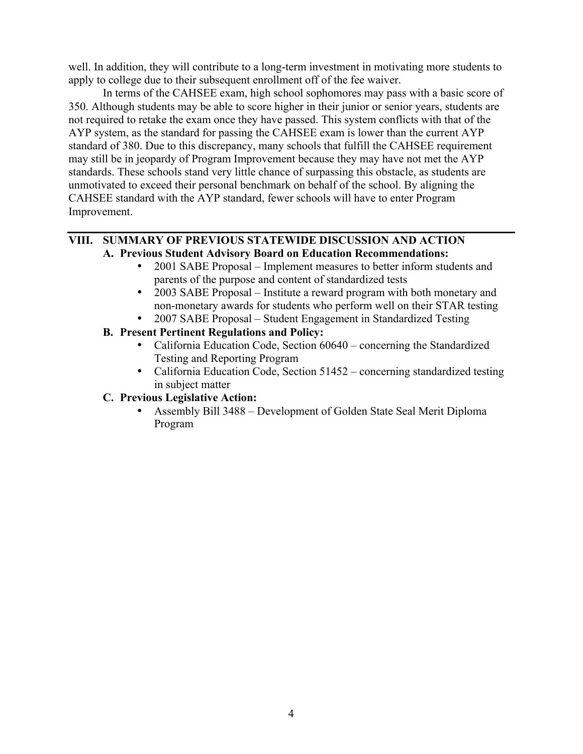well. In addition, they will contribute to a long-term investment in motivating more students to apply to college due to their subsequent enrollment off of the fee waiver.

In terms of the CAHSEE exam, high school sophomores may pass with a basic score of 350. Although students may be able to score higher in their junior or senior years, students are not required to retake the exam once they have passed. This system conflicts with that of the AYP system, as the standard for passing the CAHSEE exam is lower than the current AYP standard of 380. Due to this discrepancy, many schools that fulfill the CAHSEE requirement may still be in jeopardy of Program Improvement because they may have not met the AYP standards. These schools stand very little chance of surpassing this obstacle, as students are unmotivated to exceed their personal benchmark on behalf of the school. By aligning the CAHSEE standard with the AYP standard, fewer schools will have to enter Program Improvement.

## VIII. SUMMARY OF PREVIOUS STATEWIDE DISCUSSION AND ACTION

### A. Previous Student Advisory Board on Education Recommendations:

- 2001 SABE Proposal – Implement measures to better inform students and parents of the purpose and content of standardized tests
- 2003 SABE Proposal – Institute a reward program with both monetary and non-monetary awards for students who perform well on their STAR testing
- 2007 SABE Proposal – Student Engagement in Standardized Testing

### B. Present Pertinent Regulations and Policy:

- California Education Code, Section 60640 – concerning the Standardized Testing and Reporting Program
- California Education Code, Section 51452 – concerning standardized testing in subject matter

### C. Previous Legislative Action:

- Assembly Bill 3488 – Development of Golden State Seal Merit Diploma Program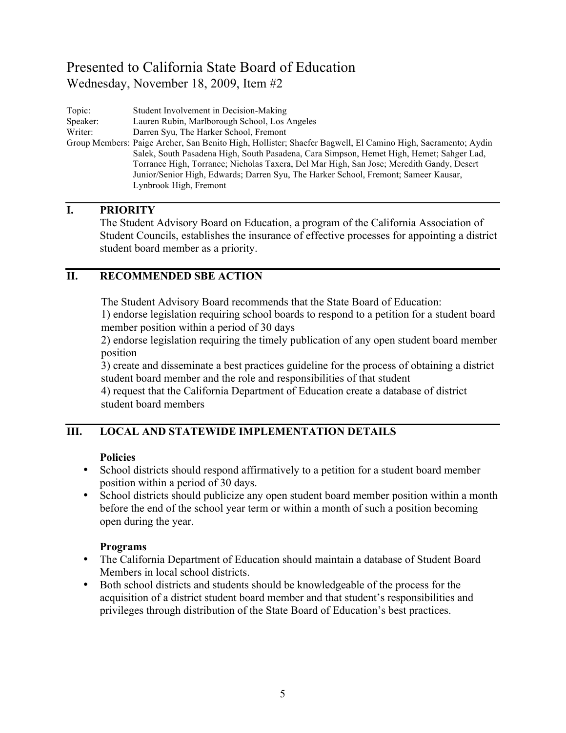# Presented to California State Board of Education

Wednesday, November 18, 2009, Item #2

Topic: Student Involvement in Decision-Making
Speaker: Lauren Rubin, Marlborough School, Los Angeles
Writer: Darren Syu, The Harker School, Fremont
Group Members: Paige Archer, San Benito High, Hollister; Shaefer Bagwell, El Camino High, Sacramento; Aydin Salek, South Pasadena High, South Pasadena, Cara Simpson, Hemet High, Hemet; Sahger Lad, Torrance High, Torrance; Nicholas Taxera, Del Mar High, San Jose; Meredith Gandy, Desert Junior/Senior High, Edwards; Darren Syu, The Harker School, Fremont; Sameer Kausar, Lynbrook High, Fremont

## I. PRIORITY

The Student Advisory Board on Education, a program of the California Association of Student Councils, establishes the insurance of effective processes for appointing a district student board member as a priority.

## II. RECOMMENDED SBE ACTION

The Student Advisory Board recommends that the State Board of Education:

1) endorse legislation requiring school boards to respond to a petition for a student board member position within a period of 30 days

2) endorse legislation requiring the timely publication of any open student board member position

3) create and disseminate a best practices guideline for the process of obtaining a district student board member and the role and responsibilities of that student

4) request that the California Department of Education create a database of district student board members

## III. LOCAL AND STATEWIDE IMPLEMENTATION DETAILS

**Policies**

- School districts should respond affirmatively to a petition for a student board member position within a period of 30 days.
- School districts should publicize any open student board member position within a month before the end of the school year term or within a month of such a position becoming open during the year.

**Programs**

- The California Department of Education should maintain a database of Student Board Members in local school districts.
- Both school districts and students should be knowledgeable of the process for the acquisition of a district student board member and that student's responsibilities and privileges through distribution of the State Board of Education's best practices.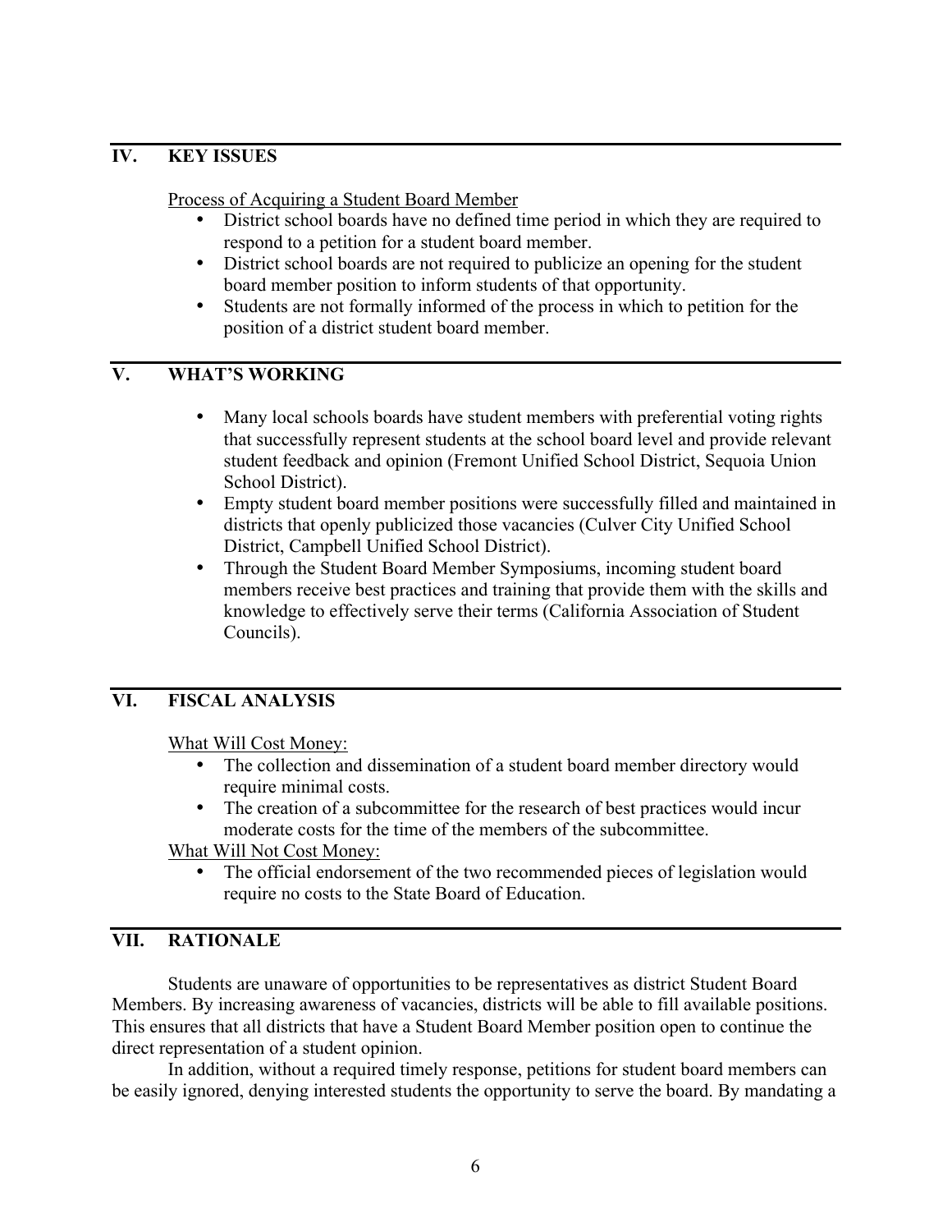## IV. KEY ISSUES

Process of Acquiring a Student Board Member

- District school boards have no defined time period in which they are required to respond to a petition for a student board member.
- District school boards are not required to publicize an opening for the student board member position to inform students of that opportunity.
- Students are not formally informed of the process in which to petition for the position of a district student board member.

## V. WHAT'S WORKING

- Many local schools boards have student members with preferential voting rights that successfully represent students at the school board level and provide relevant student feedback and opinion (Fremont Unified School District, Sequoia Union School District).
- Empty student board member positions were successfully filled and maintained in districts that openly publicized those vacancies (Culver City Unified School District, Campbell Unified School District).
- Through the Student Board Member Symposiums, incoming student board members receive best practices and training that provide them with the skills and knowledge to effectively serve their terms (California Association of Student Councils).

## VI. FISCAL ANALYSIS

What Will Cost Money:

- The collection and dissemination of a student board member directory would require minimal costs.
- The creation of a subcommittee for the research of best practices would incur moderate costs for the time of the members of the subcommittee.

What Will Not Cost Money:

- The official endorsement of the two recommended pieces of legislation would require no costs to the State Board of Education.

## VII. RATIONALE

Students are unaware of opportunities to be representatives as district Student Board Members. By increasing awareness of vacancies, districts will be able to fill available positions. This ensures that all districts that have a Student Board Member position open to continue the direct representation of a student opinion.

In addition, without a required timely response, petitions for student board members can be easily ignored, denying interested students the opportunity to serve the board. By mandating a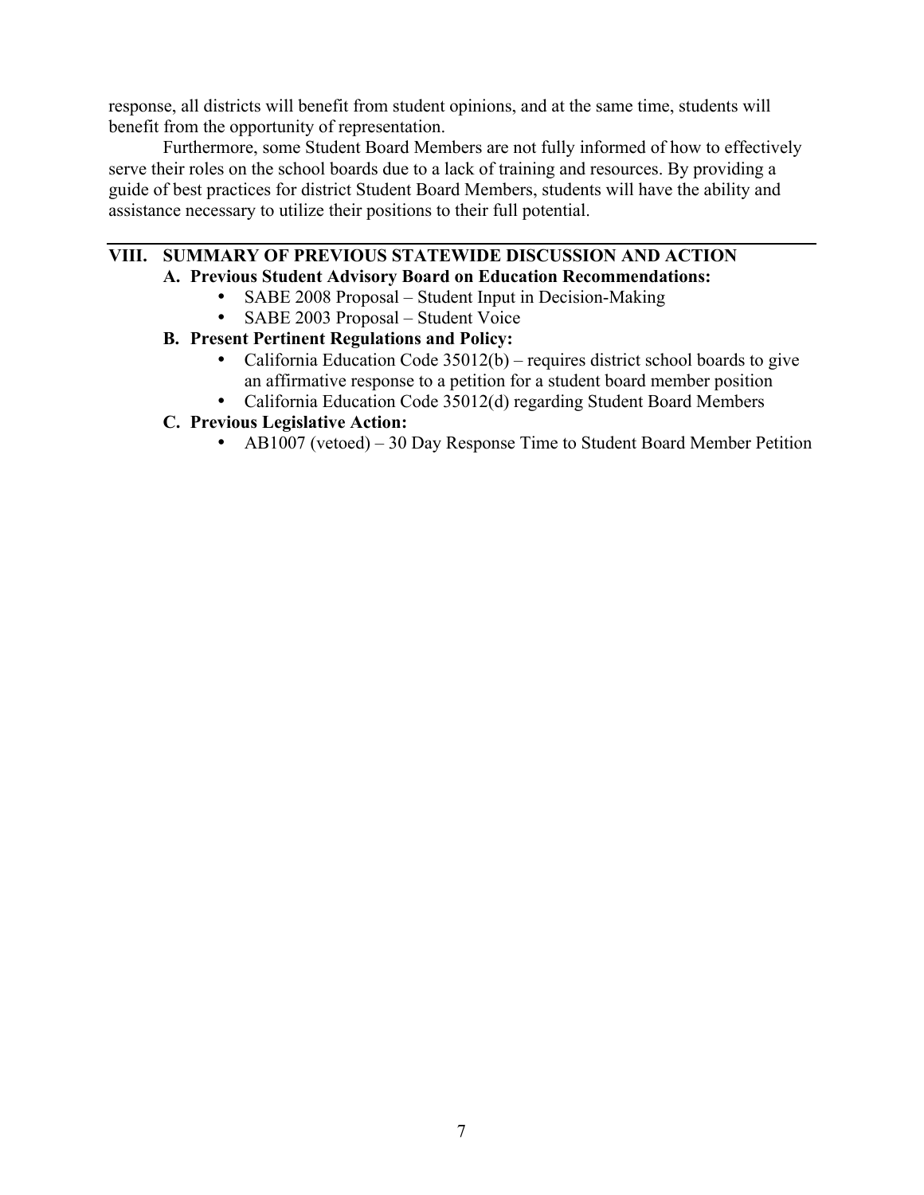response, all districts will benefit from student opinions, and at the same time, students will benefit from the opportunity of representation.

Furthermore, some Student Board Members are not fully informed of how to effectively serve their roles on the school boards due to a lack of training and resources. By providing a guide of best practices for district Student Board Members, students will have the ability and assistance necessary to utilize their positions to their full potential.

---

## VIII. SUMMARY OF PREVIOUS STATEWIDE DISCUSSION AND ACTION

### A. Previous Student Advisory Board on Education Recommendations:

- SABE 2008 Proposal – Student Input in Decision-Making
- SABE 2003 Proposal – Student Voice

### B. Present Pertinent Regulations and Policy:

- California Education Code 35012(b) – requires district school boards to give an affirmative response to a petition for a student board member position
- California Education Code 35012(d) regarding Student Board Members

### C. Previous Legislative Action:

- AB1007 (vetoed) – 30 Day Response Time to Student Board Member Petition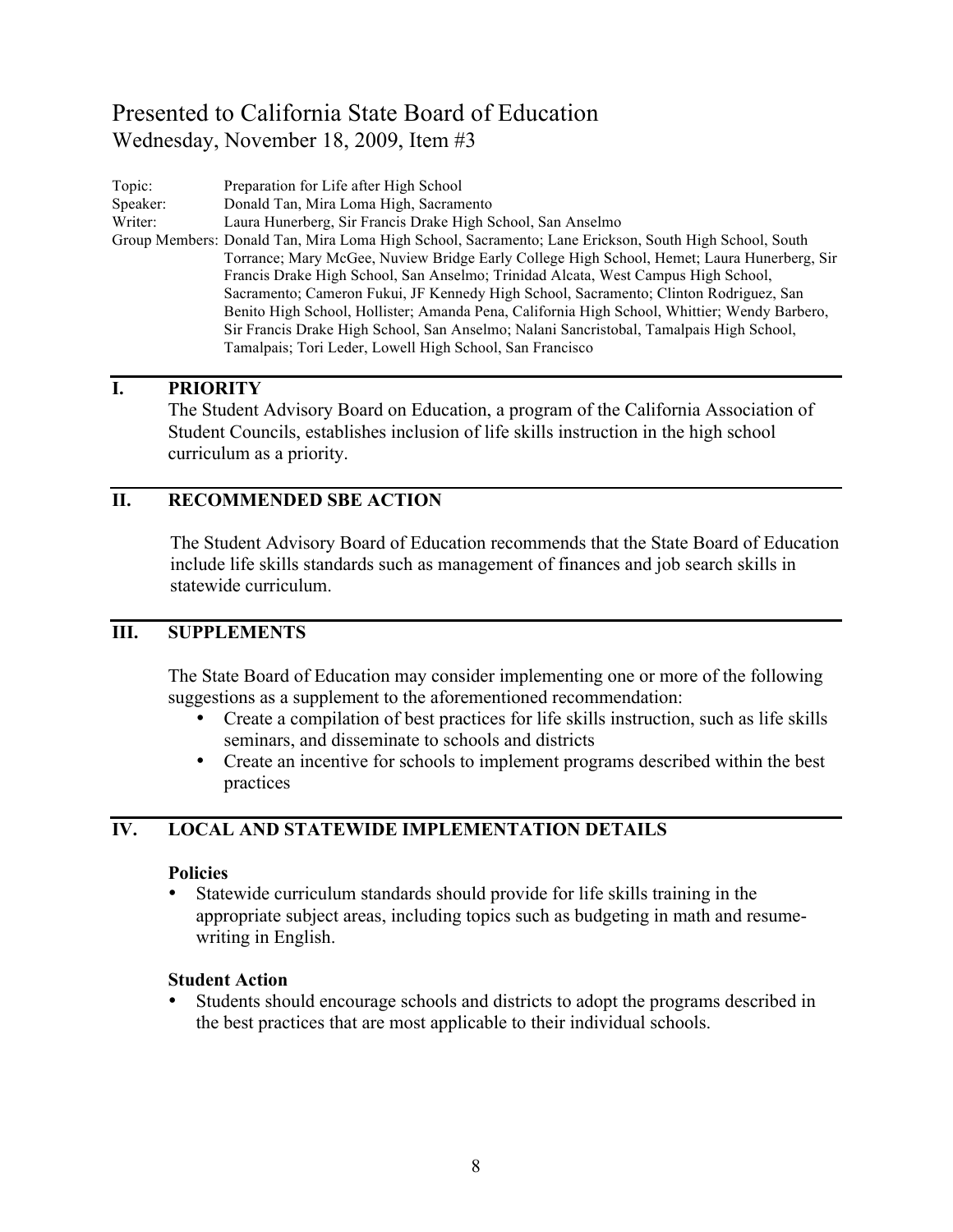# Presented to California State Board of Education

Wednesday, November 18, 2009, Item #3

Topic: Preparation for Life after High School

Speaker: Donald Tan, Mira Loma High, Sacramento

Writer: Laura Hunerberg, Sir Francis Drake High School, San Anselmo

Group Members: Donald Tan, Mira Loma High School, Sacramento; Lane Erickson, South High School, South Torrance; Mary McGee, Nuview Bridge Early College High School, Hemet; Laura Hunerberg, Sir Francis Drake High School, San Anselmo; Trinidad Alcata, West Campus High School, Sacramento; Cameron Fukui, JF Kennedy High School, Sacramento; Clinton Rodriguez, San Benito High School, Hollister; Amanda Pena, California High School, Whittier; Wendy Barbero, Sir Francis Drake High School, San Anselmo; Nalani Sancristobal, Tamalpais High School, Tamalpais; Tori Leder, Lowell High School, San Francisco

## I. PRIORITY

The Student Advisory Board on Education, a program of the California Association of Student Councils, establishes inclusion of life skills instruction in the high school curriculum as a priority.

## II. RECOMMENDED SBE ACTION

The Student Advisory Board of Education recommends that the State Board of Education include life skills standards such as management of finances and job search skills in statewide curriculum.

## III. SUPPLEMENTS

The State Board of Education may consider implementing one or more of the following suggestions as a supplement to the aforementioned recommendation:

- Create a compilation of best practices for life skills instruction, such as life skills seminars, and disseminate to schools and districts
- Create an incentive for schools to implement programs described within the best practices

## IV. LOCAL AND STATEWIDE IMPLEMENTATION DETAILS

**Policies**

- Statewide curriculum standards should provide for life skills training in the appropriate subject areas, including topics such as budgeting in math and resume-writing in English.

**Student Action**

- Students should encourage schools and districts to adopt the programs described in the best practices that are most applicable to their individual schools.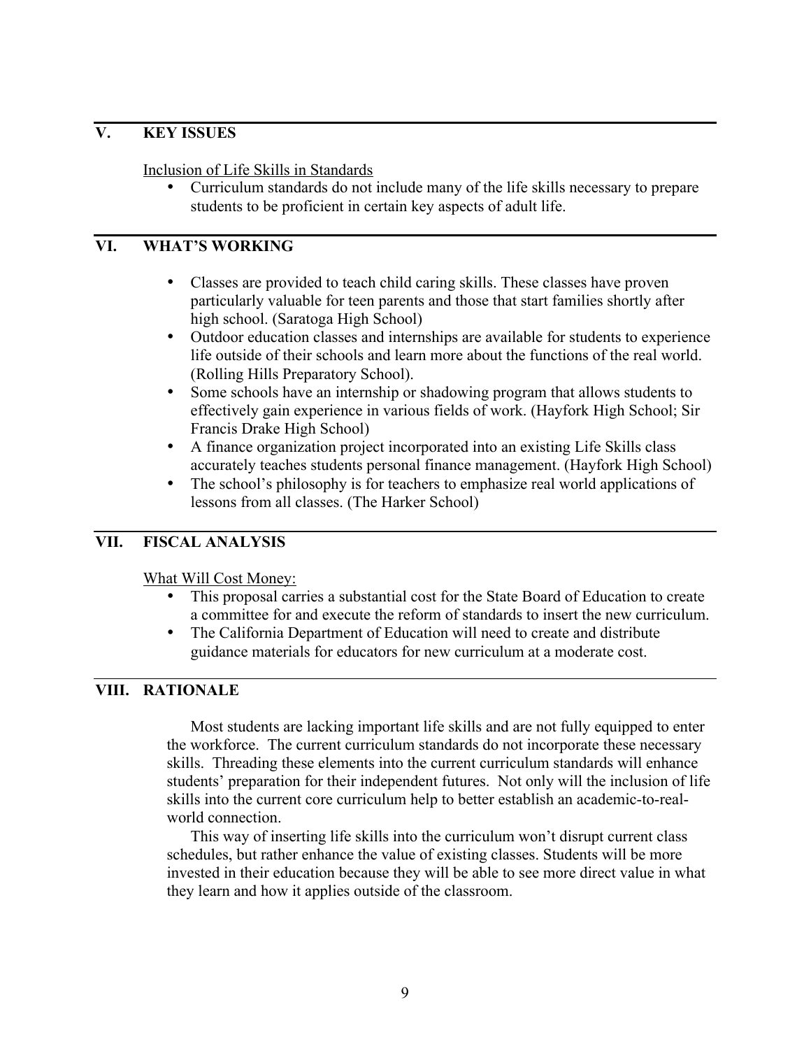## V. KEY ISSUES

Inclusion of Life Skills in Standards

- Curriculum standards do not include many of the life skills necessary to prepare students to be proficient in certain key aspects of adult life.

## VI. WHAT'S WORKING

- Classes are provided to teach child caring skills. These classes have proven particularly valuable for teen parents and those that start families shortly after high school. (Saratoga High School)
- Outdoor education classes and internships are available for students to experience life outside of their schools and learn more about the functions of the real world. (Rolling Hills Preparatory School).
- Some schools have an internship or shadowing program that allows students to effectively gain experience in various fields of work. (Hayfork High School; Sir Francis Drake High School)
- A finance organization project incorporated into an existing Life Skills class accurately teaches students personal finance management. (Hayfork High School)
- The school's philosophy is for teachers to emphasize real world applications of lessons from all classes. (The Harker School)

## VII. FISCAL ANALYSIS

What Will Cost Money:

- This proposal carries a substantial cost for the State Board of Education to create a committee for and execute the reform of standards to insert the new curriculum.
- The California Department of Education will need to create and distribute guidance materials for educators for new curriculum at a moderate cost.

## VIII. RATIONALE

Most students are lacking important life skills and are not fully equipped to enter the workforce. The current curriculum standards do not incorporate these necessary skills. Threading these elements into the current curriculum standards will enhance students' preparation for their independent futures. Not only will the inclusion of life skills into the current core curriculum help to better establish an academic-to-real-world connection.

This way of inserting life skills into the curriculum won't disrupt current class schedules, but rather enhance the value of existing classes. Students will be more invested in their education because they will be able to see more direct value in what they learn and how it applies outside of the classroom.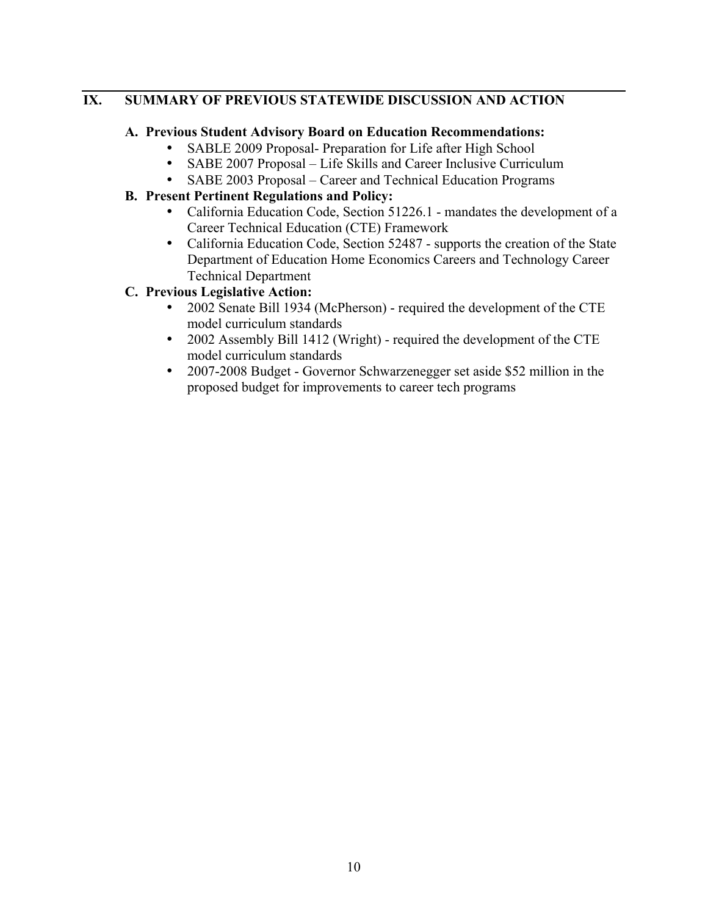## IX. SUMMARY OF PREVIOUS STATEWIDE DISCUSSION AND ACTION

### A. Previous Student Advisory Board on Education Recommendations:

- SABLE 2009 Proposal- Preparation for Life after High School
- SABE 2007 Proposal – Life Skills and Career Inclusive Curriculum
- SABE 2003 Proposal – Career and Technical Education Programs

### B. Present Pertinent Regulations and Policy:

- California Education Code, Section 51226.1 - mandates the development of a Career Technical Education (CTE) Framework
- California Education Code, Section 52487 - supports the creation of the State Department of Education Home Economics Careers and Technology Career Technical Department

### C. Previous Legislative Action:

- 2002 Senate Bill 1934 (McPherson) - required the development of the CTE model curriculum standards
- 2002 Assembly Bill 1412 (Wright) - required the development of the CTE model curriculum standards
- 2007-2008 Budget - Governor Schwarzenegger set aside $52 million in the proposed budget for improvements to career tech programs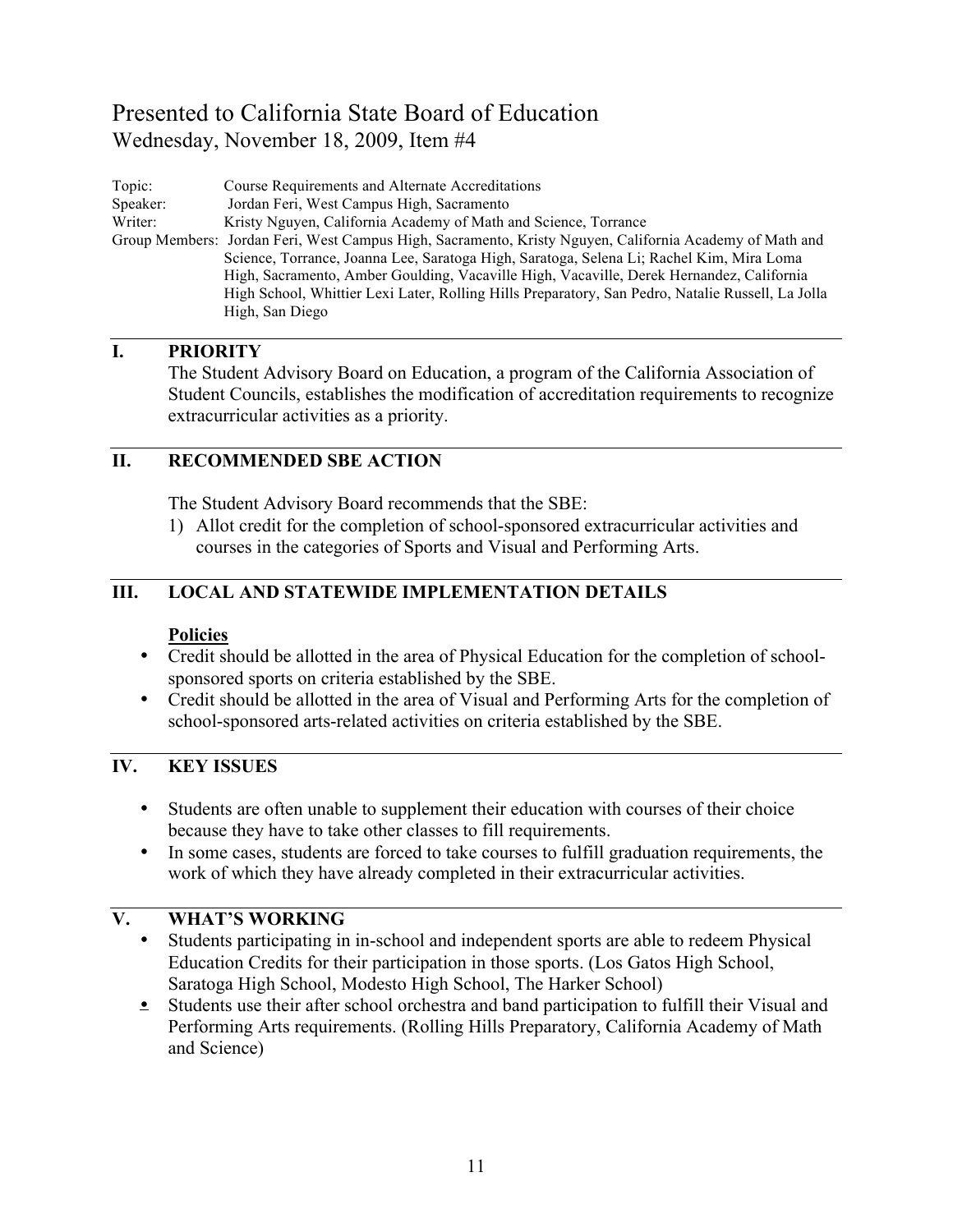# Presented to California State Board of Education

Wednesday, November 18, 2009, Item #4

Topic: Course Requirements and Alternate Accreditations
Speaker: Jordan Feri, West Campus High, Sacramento
Writer: Kristy Nguyen, California Academy of Math and Science, Torrance
Group Members: Jordan Feri, West Campus High, Sacramento, Kristy Nguyen, California Academy of Math and Science, Torrance, Joanna Lee, Saratoga High, Saratoga, Selena Li; Rachel Kim, Mira Loma High, Sacramento, Amber Goulding, Vacaville High, Vacaville, Derek Hernandez, California High School, Whittier Lexi Later, Rolling Hills Preparatory, San Pedro, Natalie Russell, La Jolla High, San Diego

## I. PRIORITY

The Student Advisory Board on Education, a program of the California Association of Student Councils, establishes the modification of accreditation requirements to recognize extracurricular activities as a priority.

## II. RECOMMENDED SBE ACTION

The Student Advisory Board recommends that the SBE:

1) Allot credit for the completion of school-sponsored extracurricular activities and courses in the categories of Sports and Visual and Performing Arts.

## III. LOCAL AND STATEWIDE IMPLEMENTATION DETAILS

**Policies**

- Credit should be allotted in the area of Physical Education for the completion of school-sponsored sports on criteria established by the SBE.
- Credit should be allotted in the area of Visual and Performing Arts for the completion of school-sponsored arts-related activities on criteria established by the SBE.

## IV. KEY ISSUES

- Students are often unable to supplement their education with courses of their choice because they have to take other classes to fill requirements.
- In some cases, students are forced to take courses to fulfill graduation requirements, the work of which they have already completed in their extracurricular activities.

## V. WHAT'S WORKING

- Students participating in in-school and independent sports are able to redeem Physical Education Credits for their participation in those sports. (Los Gatos High School, Saratoga High School, Modesto High School, The Harker School)
- Students use their after school orchestra and band participation to fulfill their Visual and Performing Arts requirements. (Rolling Hills Preparatory, California Academy of Math and Science)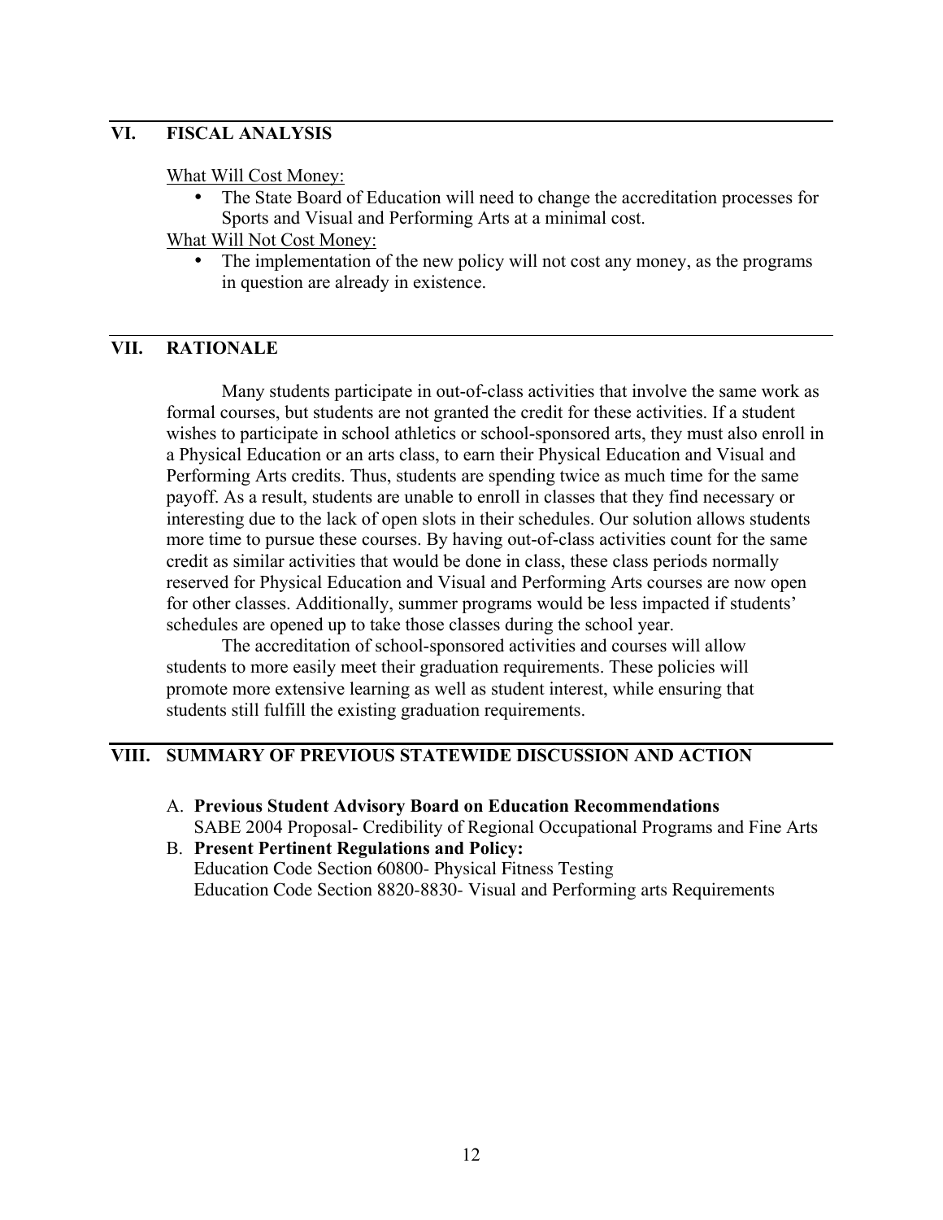## VI. FISCAL ANALYSIS

What Will Cost Money:

- The State Board of Education will need to change the accreditation processes for Sports and Visual and Performing Arts at a minimal cost.

What Will Not Cost Money:

- The implementation of the new policy will not cost any money, as the programs in question are already in existence.

## VII. RATIONALE

Many students participate in out-of-class activities that involve the same work as formal courses, but students are not granted the credit for these activities. If a student wishes to participate in school athletics or school-sponsored arts, they must also enroll in a Physical Education or an arts class, to earn their Physical Education and Visual and Performing Arts credits. Thus, students are spending twice as much time for the same payoff. As a result, students are unable to enroll in classes that they find necessary or interesting due to the lack of open slots in their schedules. Our solution allows students more time to pursue these courses. By having out-of-class activities count for the same credit as similar activities that would be done in class, these class periods normally reserved for Physical Education and Visual and Performing Arts courses are now open for other classes. Additionally, summer programs would be less impacted if students' schedules are opened up to take those classes during the school year.

The accreditation of school-sponsored activities and courses will allow students to more easily meet their graduation requirements. These policies will promote more extensive learning as well as student interest, while ensuring that students still fulfill the existing graduation requirements.

## VIII. SUMMARY OF PREVIOUS STATEWIDE DISCUSSION AND ACTION

A. **Previous Student Advisory Board on Education Recommendations**
SABE 2004 Proposal- Credibility of Regional Occupational Programs and Fine Arts

B. **Present Pertinent Regulations and Policy:**
Education Code Section 60800- Physical Fitness Testing
Education Code Section 8820-8830- Visual and Performing arts Requirements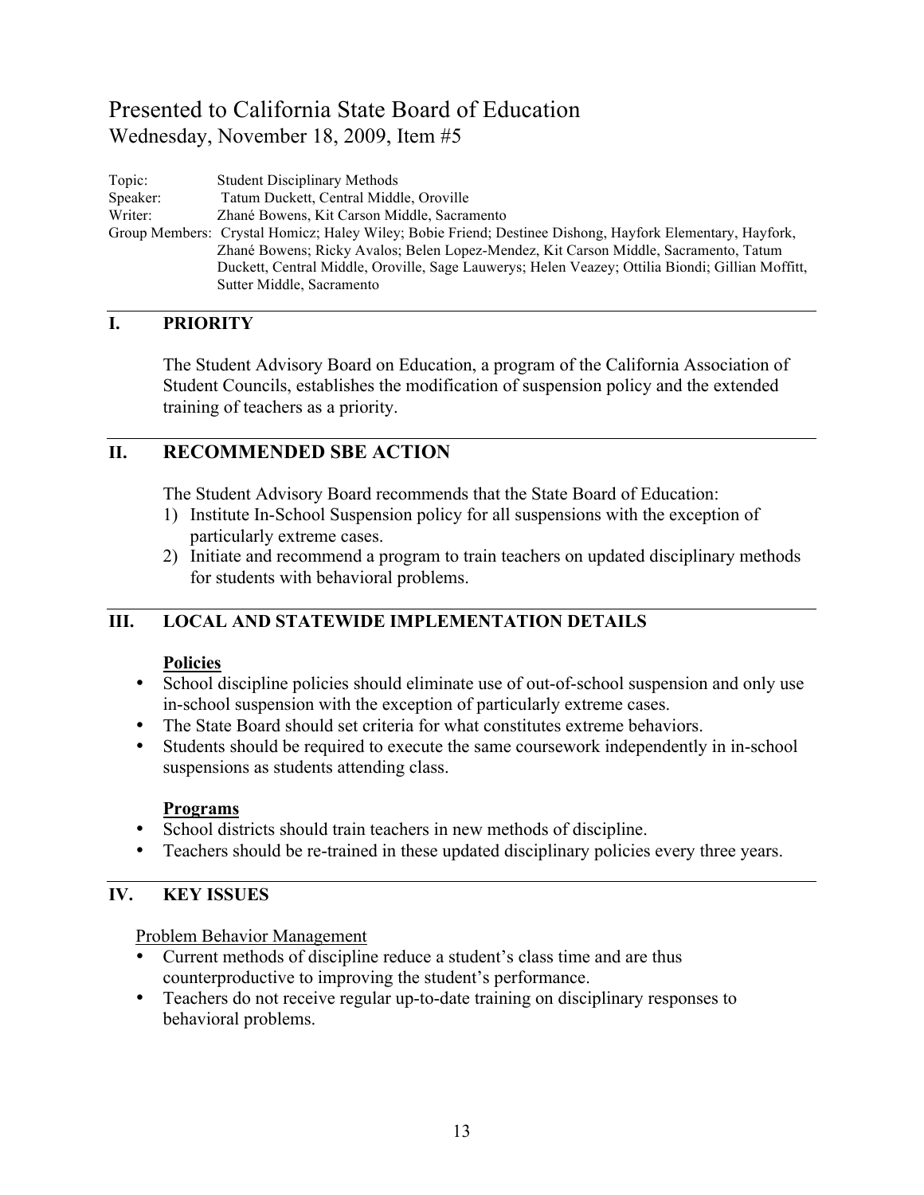# Presented to California State Board of Education

Wednesday, November 18, 2009, Item #5

| | |
|---|---|
| Topic: | Student Disciplinary Methods |
| Speaker: | Tatum Duckett, Central Middle, Oroville |
| Writer: | Zhané Bowens, Kit Carson Middle, Sacramento |
| Group Members: | Crystal Homicz; Haley Wiley; Bobie Friend; Destinee Dishong, Hayfork Elementary, Hayfork, Zhané Bowens; Ricky Avalos; Belen Lopez-Mendez, Kit Carson Middle, Sacramento, Tatum Duckett, Central Middle, Oroville, Sage Lauwerys; Helen Veazey; Ottilia Biondi; Gillian Moffitt, Sutter Middle, Sacramento |

## I. PRIORITY

The Student Advisory Board on Education, a program of the California Association of Student Councils, establishes the modification of suspension policy and the extended training of teachers as a priority.

## II. RECOMMENDED SBE ACTION

The Student Advisory Board recommends that the State Board of Education:

1) Institute In-School Suspension policy for all suspensions with the exception of particularly extreme cases.
2) Initiate and recommend a program to train teachers on updated disciplinary methods for students with behavioral problems.

## III. LOCAL AND STATEWIDE IMPLEMENTATION DETAILS

**Policies**

- School discipline policies should eliminate use of out-of-school suspension and only use in-school suspension with the exception of particularly extreme cases.
- The State Board should set criteria for what constitutes extreme behaviors.
- Students should be required to execute the same coursework independently in in-school suspensions as students attending class.

**Programs**

- School districts should train teachers in new methods of discipline.
- Teachers should be re-trained in these updated disciplinary policies every three years.

## IV. KEY ISSUES

Problem Behavior Management

- Current methods of discipline reduce a student's class time and are thus counterproductive to improving the student's performance.
- Teachers do not receive regular up-to-date training on disciplinary responses to behavioral problems.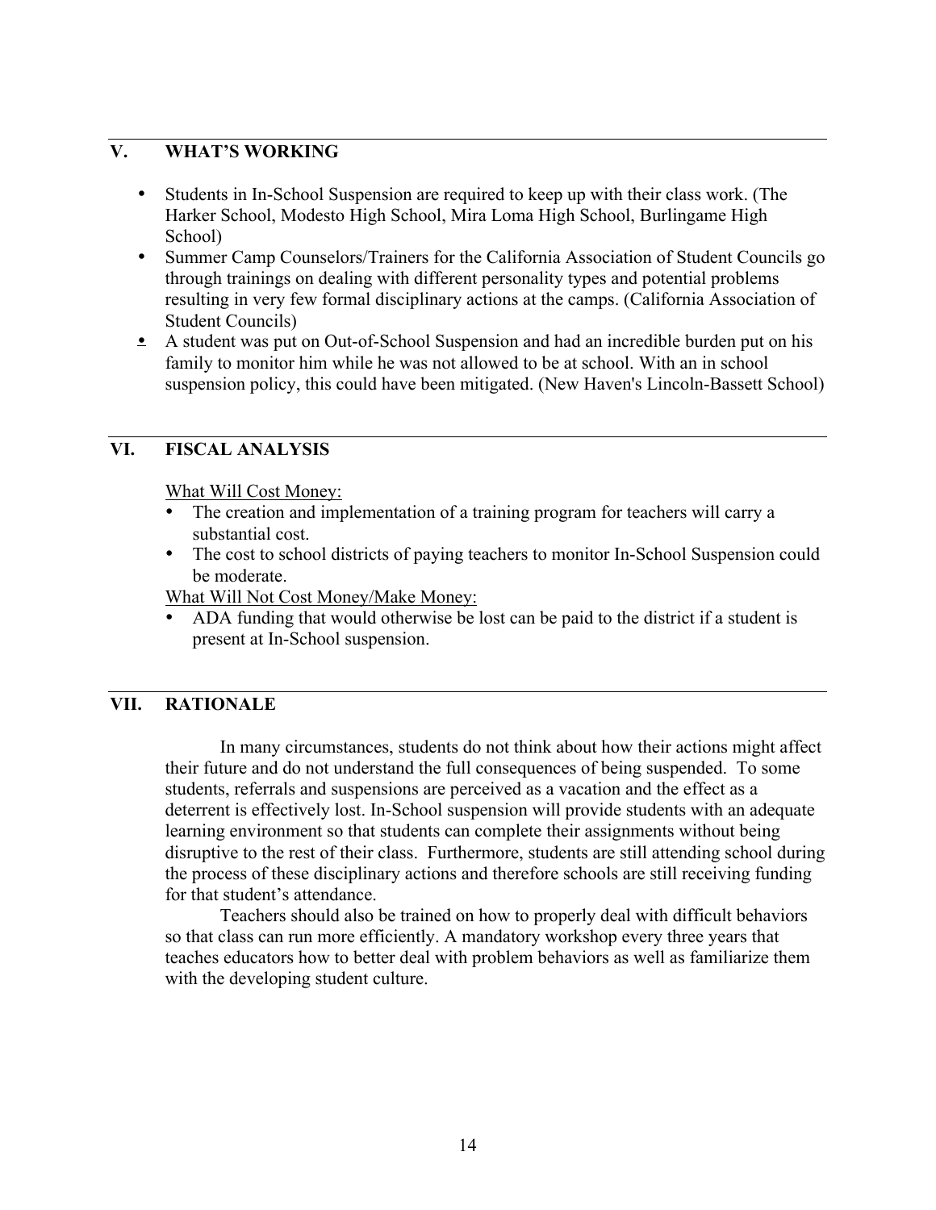## V. WHAT'S WORKING

- Students in In-School Suspension are required to keep up with their class work. (The Harker School, Modesto High School, Mira Loma High School, Burlingame High School)
- Summer Camp Counselors/Trainers for the California Association of Student Councils go through trainings on dealing with different personality types and potential problems resulting in very few formal disciplinary actions at the camps. (California Association of Student Councils)
- A student was put on Out-of-School Suspension and had an incredible burden put on his family to monitor him while he was not allowed to be at school. With an in school suspension policy, this could have been mitigated. (New Haven's Lincoln-Bassett School)

## VI. FISCAL ANALYSIS

<u>What Will Cost Money:</u>

- The creation and implementation of a training program for teachers will carry a substantial cost.
- The cost to school districts of paying teachers to monitor In-School Suspension could be moderate.

<u>What Will Not Cost Money/Make Money:</u>

- ADA funding that would otherwise be lost can be paid to the district if a student is present at In-School suspension.

## VII. RATIONALE

In many circumstances, students do not think about how their actions might affect their future and do not understand the full consequences of being suspended. To some students, referrals and suspensions are perceived as a vacation and the effect as a deterrent is effectively lost. In-School suspension will provide students with an adequate learning environment so that students can complete their assignments without being disruptive to the rest of their class. Furthermore, students are still attending school during the process of these disciplinary actions and therefore schools are still receiving funding for that student's attendance.

Teachers should also be trained on how to properly deal with difficult behaviors so that class can run more efficiently. A mandatory workshop every three years that teaches educators how to better deal with problem behaviors as well as familiarize them with the developing student culture.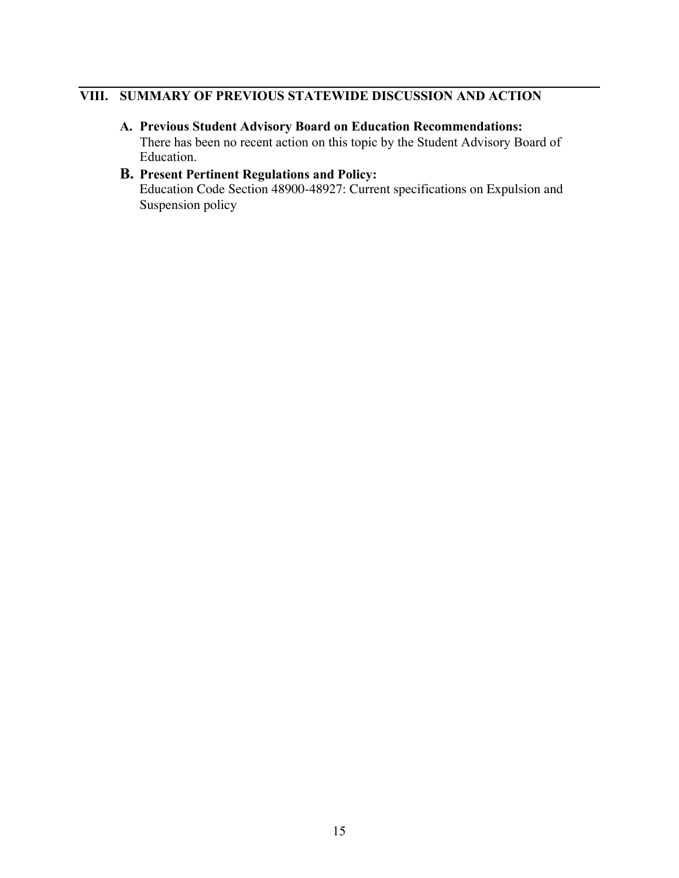## VIII. SUMMARY OF PREVIOUS STATEWIDE DISCUSSION AND ACTION

**A. Previous Student Advisory Board on Education Recommendations:**
There has been no recent action on this topic by the Student Advisory Board of Education.

**B. Present Pertinent Regulations and Policy:**
Education Code Section 48900-48927: Current specifications on Expulsion and Suspension policy